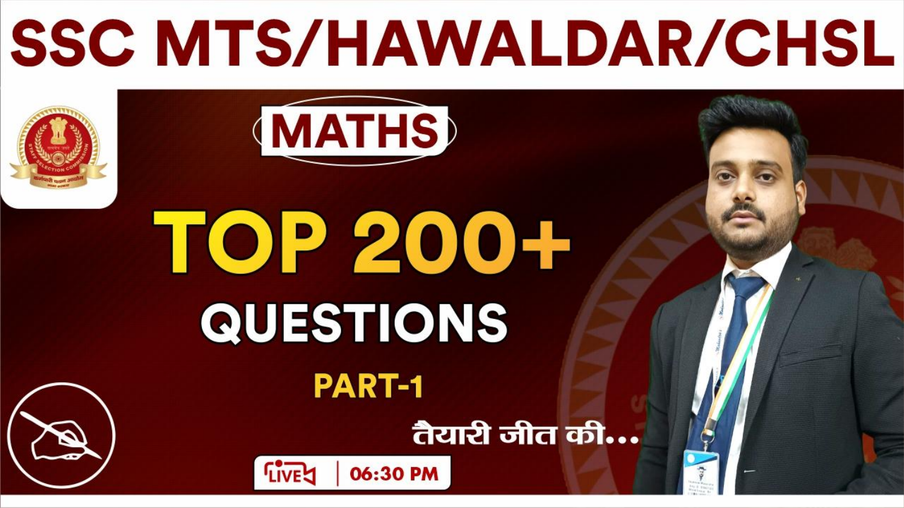# SSC MTS/HAWALDAR/CHSL

## MATHS

# TOP 200+ QUESTIONS

### PART-1

तैयारी जीत की...

LIVE | 06:30 PM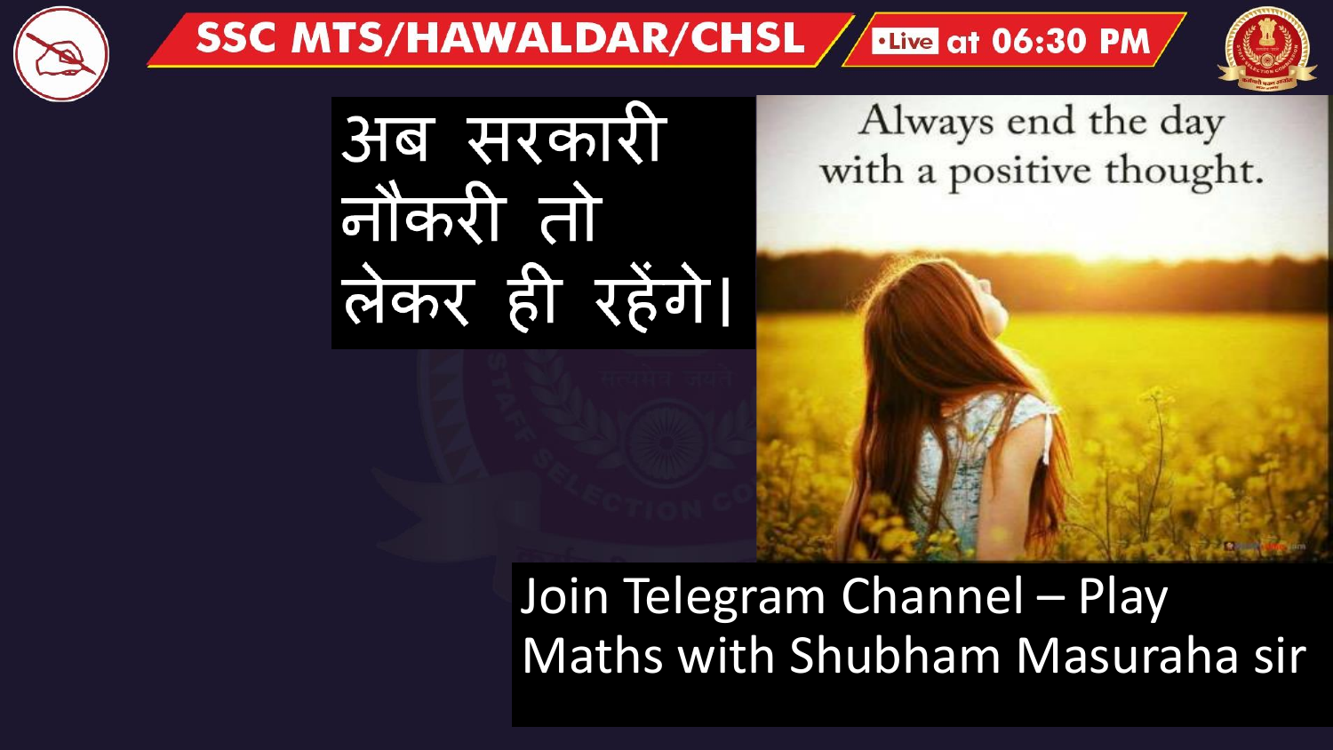SSC MTS/HAWALDAR/CHSL

Live at 06:30 PM

अब सरकारी नौकरी तो लेकर ही रहेंगे।

Always end the day with a positive thought.

Join Telegram Channel – Play Maths with Shubham Masuraha sir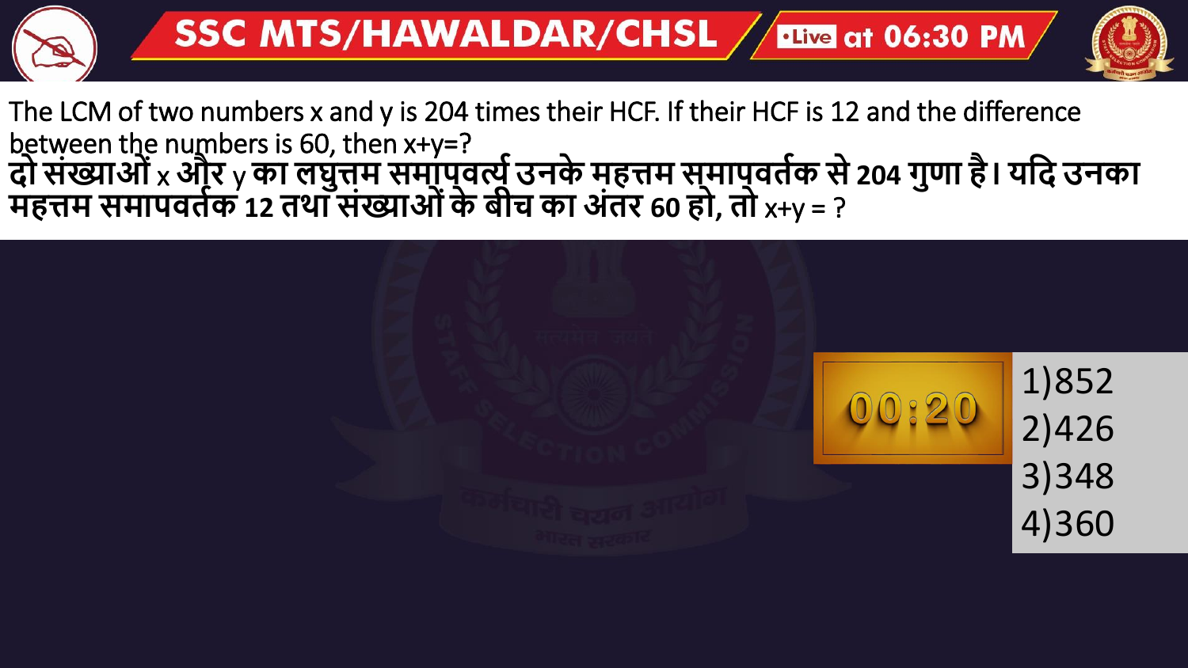The LCM of two numbers x and y is 204 times their HCF. If their HCF is 12 and the difference between the numbers is 60, then x+y=?

**दो संख्याओं x और y का लघुत्तम समापवर्त्य उनके महत्तम समापवर्तक से 204 गुणा है। यदि उनका महत्तम समापवर्तक 12 तथा संख्याओं के बीच का अंतर 60 हो, तो x+y = ?**

00:20

1) 852
2) 426
3) 348
4) 360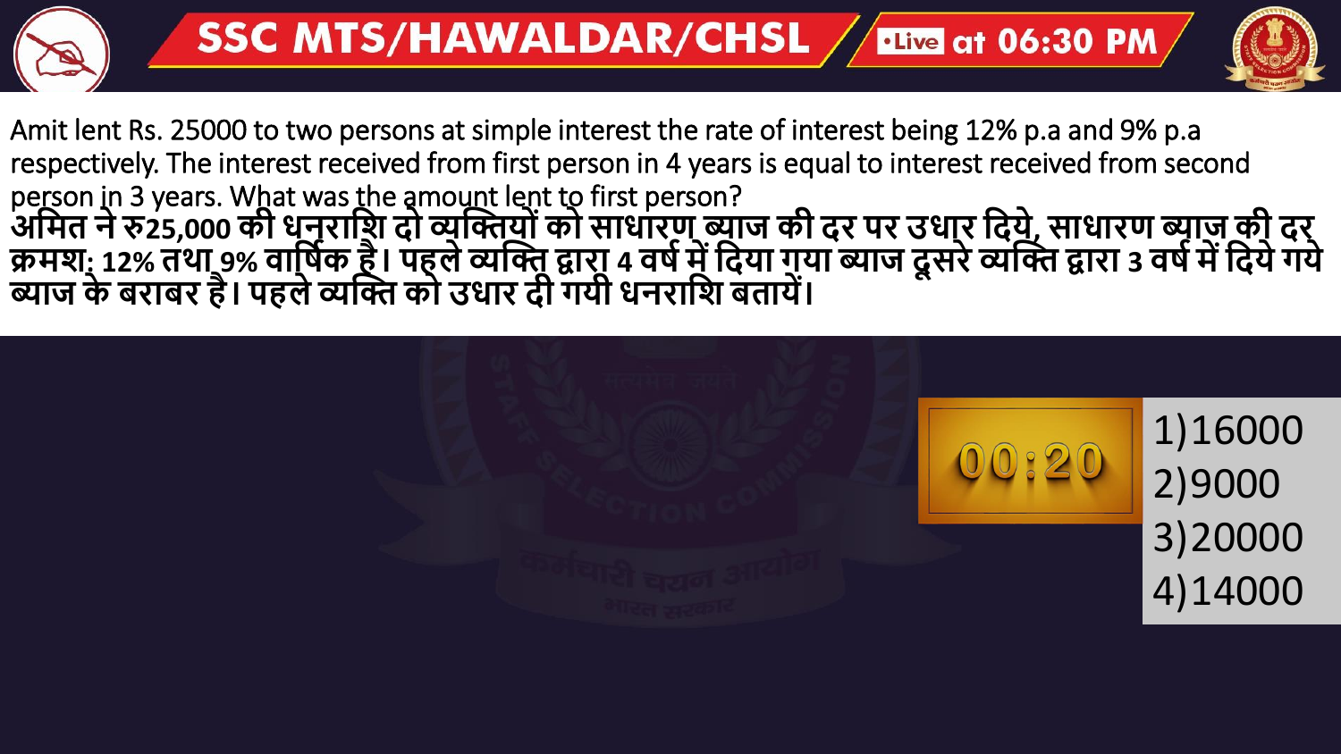Amit lent Rs. 25000 to two persons at simple interest the rate of interest being 12% p.a and 9% p.a respectively. The interest received from first person in 4 years is equal to interest received from second person in 3 years. What was the amount lent to first person?

**अमित ने रु25,000 की धनराशि दो व्यक्तियों को साधारण ब्याज की दर पर उधार दिये, साधारण ब्याज की दर क्रमश: 12% तथा 9% वार्षिक है। पहले व्यक्ति द्वारा 4 वर्ष में दिया गया ब्याज दूसरे व्यक्ति द्वारा 3 वर्ष में दिये गये ब्याज के बराबर है। पहले व्यक्ति को उधार दी गयी धनराशि बतायें।**

1) 16000
2) 9000
3) 20000
4) 14000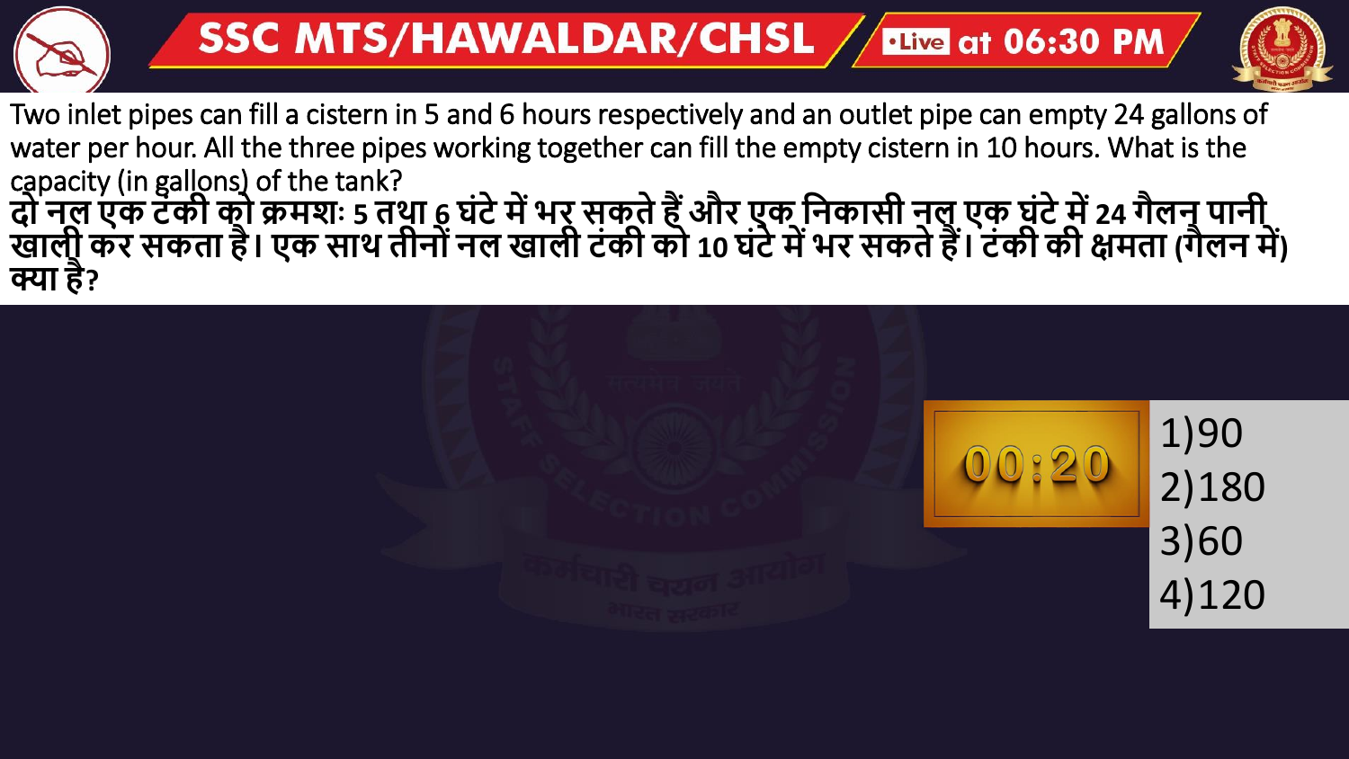Two inlet pipes can fill a cistern in 5 and 6 hours respectively and an outlet pipe can empty 24 gallons of water per hour. All the three pipes working together can fill the empty cistern in 10 hours. What is the capacity (in gallons) of the tank?

**दो नल एक टंकी को क्रमशः 5 तथा 6 घंटे में भर सकते हैं और एक निकासी नल एक घंटे में 24 गैलन पानी खाली कर सकता है। एक साथ तीनों नल खाली टंकी को 10 घंटे में भर सकते हैं। टंकी की क्षमता (गैलन में) क्या है?**

00:20

1)90
2)180
3)60
4)120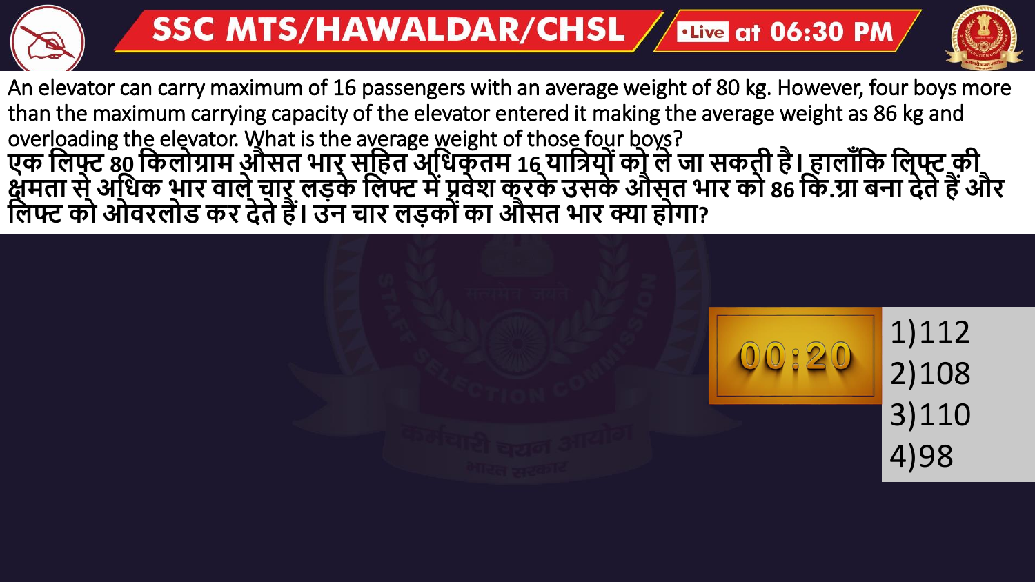An elevator can carry maximum of 16 passengers with an average weight of 80 kg. However, four boys more than the maximum carrying capacity of the elevator entered it making the average weight as 86 kg and overloading the elevator. What is the average weight of those four boys?

**एक लिफ्ट 80 किलोग्राम औसत भार सहित अधिकतम 16 यात्रियों को ले जा सकती है। हालाँकि लिफ्ट की क्षमता से अधिक भार वाले चार लड़के लिफ्ट में प्रवेश करके उसके औसत भार को 86 कि.ग्रा बना देते हैं और लिफ्ट को ओवरलोड कर देते हैं। उन चार लड़कों का औसत भार क्या होगा?**

00:20

1) 112
2) 108
3) 110
4) 98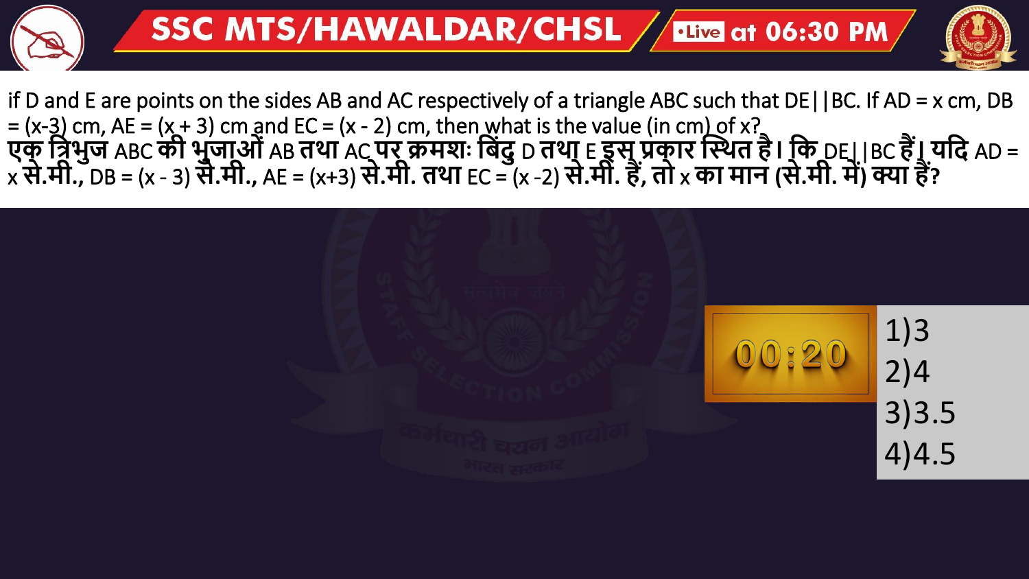if D and E are points on the sides AB and AC respectively of a triangle ABC such that DE||BC. If AD = x cm, DB = (x-3) cm, AE = (x + 3) cm and EC = (x - 2) cm, then what is the value (in cm) of x?

एक त्रिभुज ABC की भुजाओं AB तथा AC पर क्रमशः बिंदु D तथा E इस प्रकार स्थित है। कि DE||BC हैं। यदि AD = x से.मी., DB = (x - 3) से.मी., AE = (x+3) से.मी. तथा EC = (x -2) से.मी. हैं, तो x का मान (से.मी. में) क्या हैं?

00:20

1) 3
2) 4
3) 3.5
4) 4.5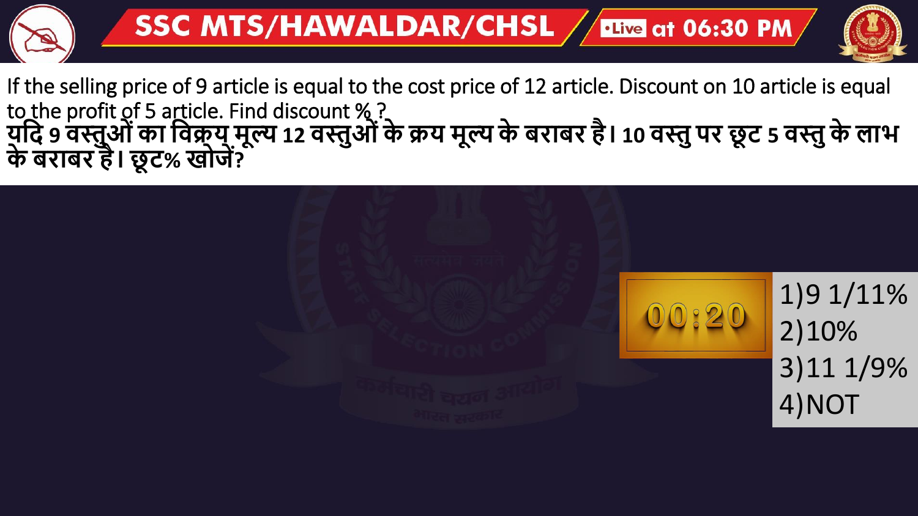If the selling price of 9 article is equal to the cost price of 12 article. Discount on 10 article is equal to the profit of 5 article. Find discount % ?

**यदि 9 वस्तुओं का विक्रय मूल्य 12 वस्तुओं के क्रय मूल्य के बराबर है। 10 वस्तु पर छूट 5 वस्तु के लाभ के बराबर है। छूट% खोजें?**

1) 9 1/11%
2) 10%
3) 11 1/9%
4) NOT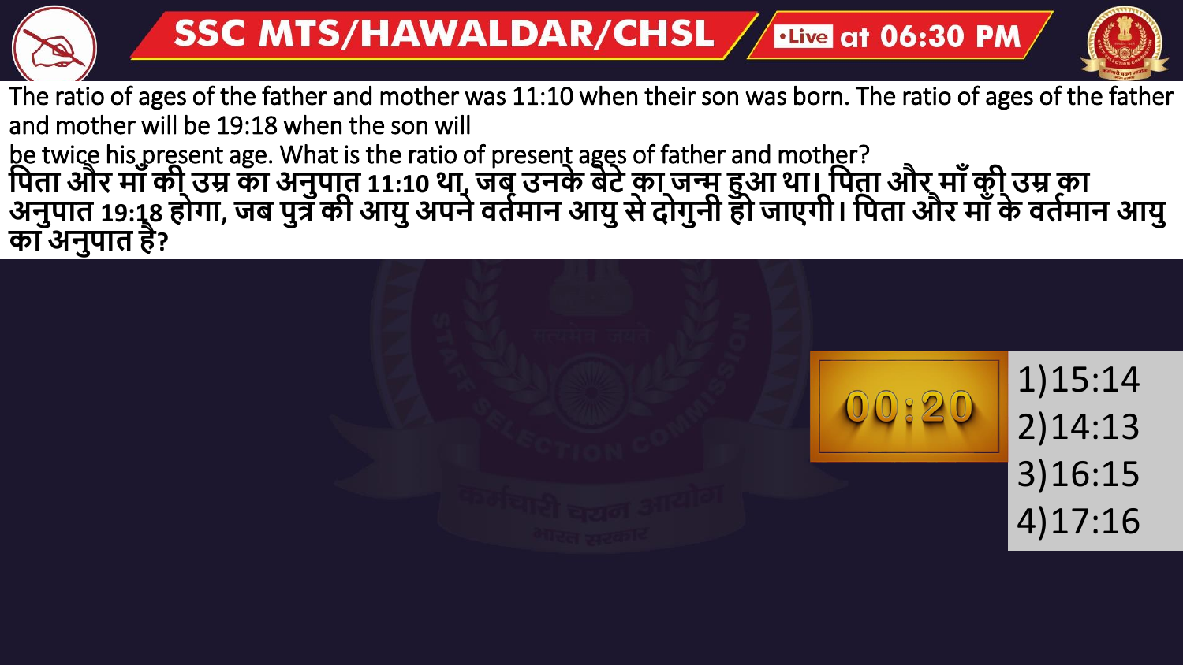The ratio of ages of the father and mother was 11:10 when their son was born. The ratio of ages of the father and mother will be 19:18 when the son will be twice his present age. What is the ratio of present ages of father and mother?

**पिता और माँ की उम्र का अनुपात 11:10 था, जब उनके बेटे का जन्म हुआ था। पिता और माँ की उम्र का अनुपात 19:18 होगा, जब पुत्र की आयु अपने वर्तमान आयु से दोगुनी हो जाएगी। पिता और माँ के वर्तमान आयु का अनुपात है?**

00:20

1) 15:14
2) 14:13
3) 16:15
4) 17:16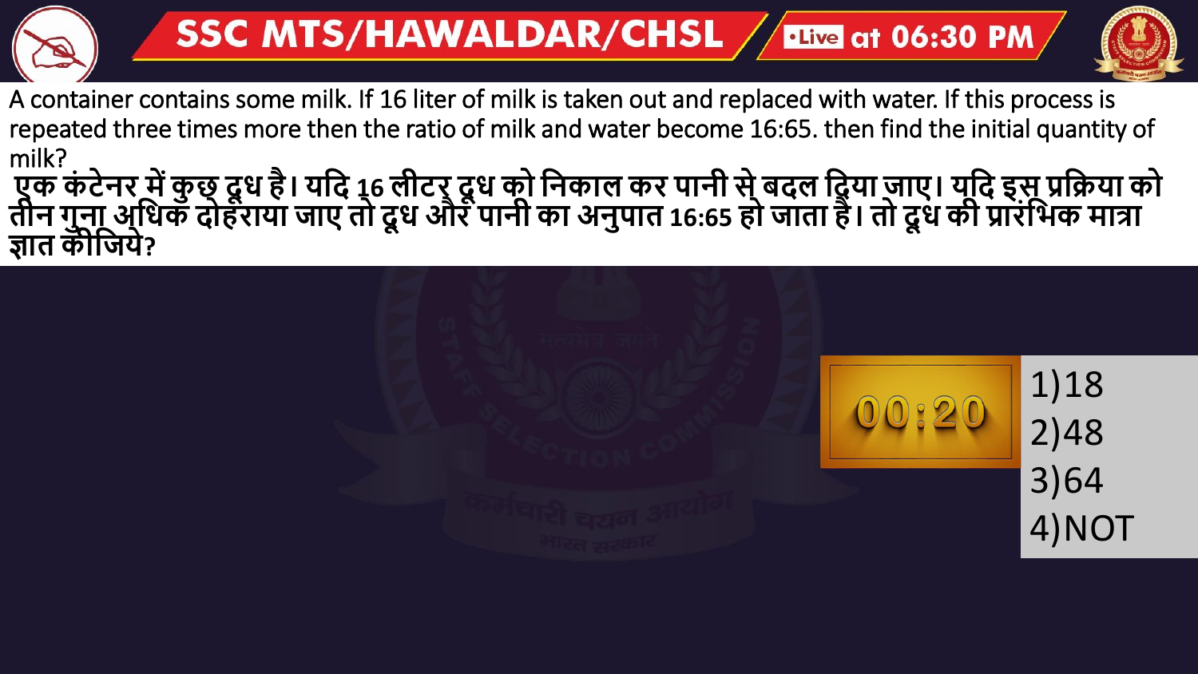A container contains some milk. If 16 liter of milk is taken out and replaced with water. If this process is repeated three times more then the ratio of milk and water become 16:65. then find the initial quantity of milk?

एक कंटेनर में कुछ दूध है। यदि 16 लीटर दूध को निकाल कर पानी से बदल दिया जाए। यदि इस प्रक्रिया को तीन गुना अधिक दोहराया जाए तो दूध और पानी का अनुपात 16:65 हो जाता है। तो दूध की प्रारंभिक मात्रा ज्ञात कीजिये?

00:20

1) 18
2) 48
3) 64
4) NOT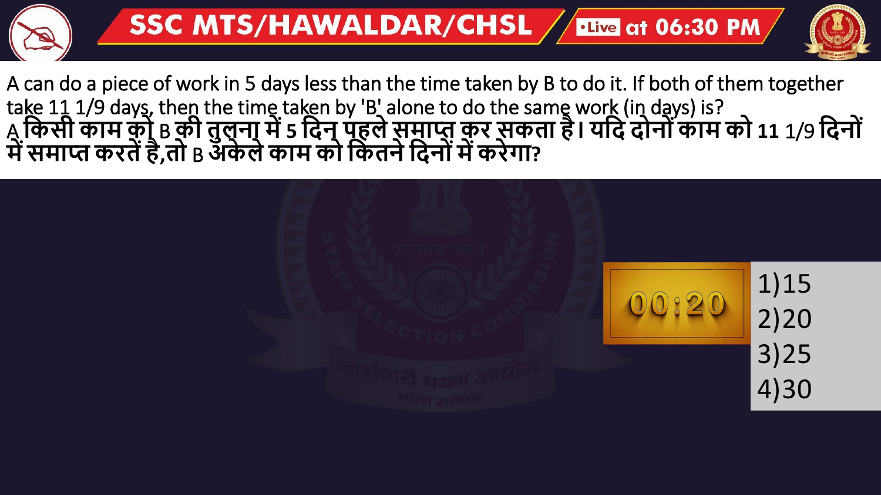A can do a piece of work in 5 days less than the time taken by B to do it. If both of them together take 11 1/9 days, then the time taken by 'B' alone to do the same work (in days) is?

**A किसी काम को B की तुलना में 5 दिन पहले समाप्त कर सकता है। यदि दोनों काम को 11 1/9 दिनों में समाप्त करतें है,तो B अकेले काम को कितने दिनों में करेगा?**

00:20

1)15
2)20
3)25
4)30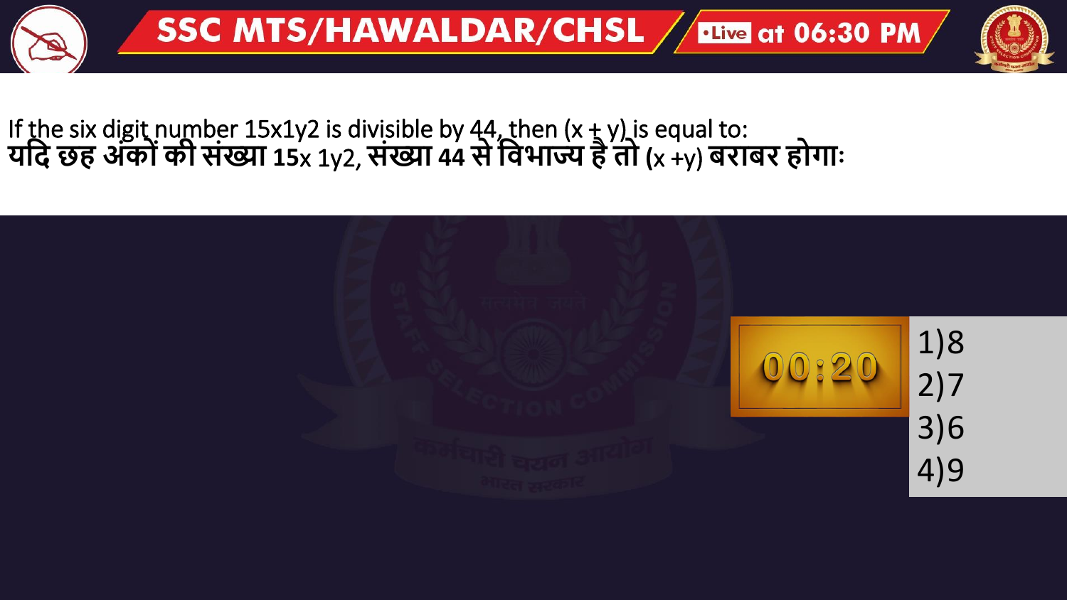If the six digit number 15x1y2 is divisible by 44, then (x + y) is equal to:
यदि छह अंकों की संख्या 15x 1y2, संख्या 44 से विभाज्य है तो (x +y) बराबर होगा:

00:20

1)8
2)7
3)6
4)9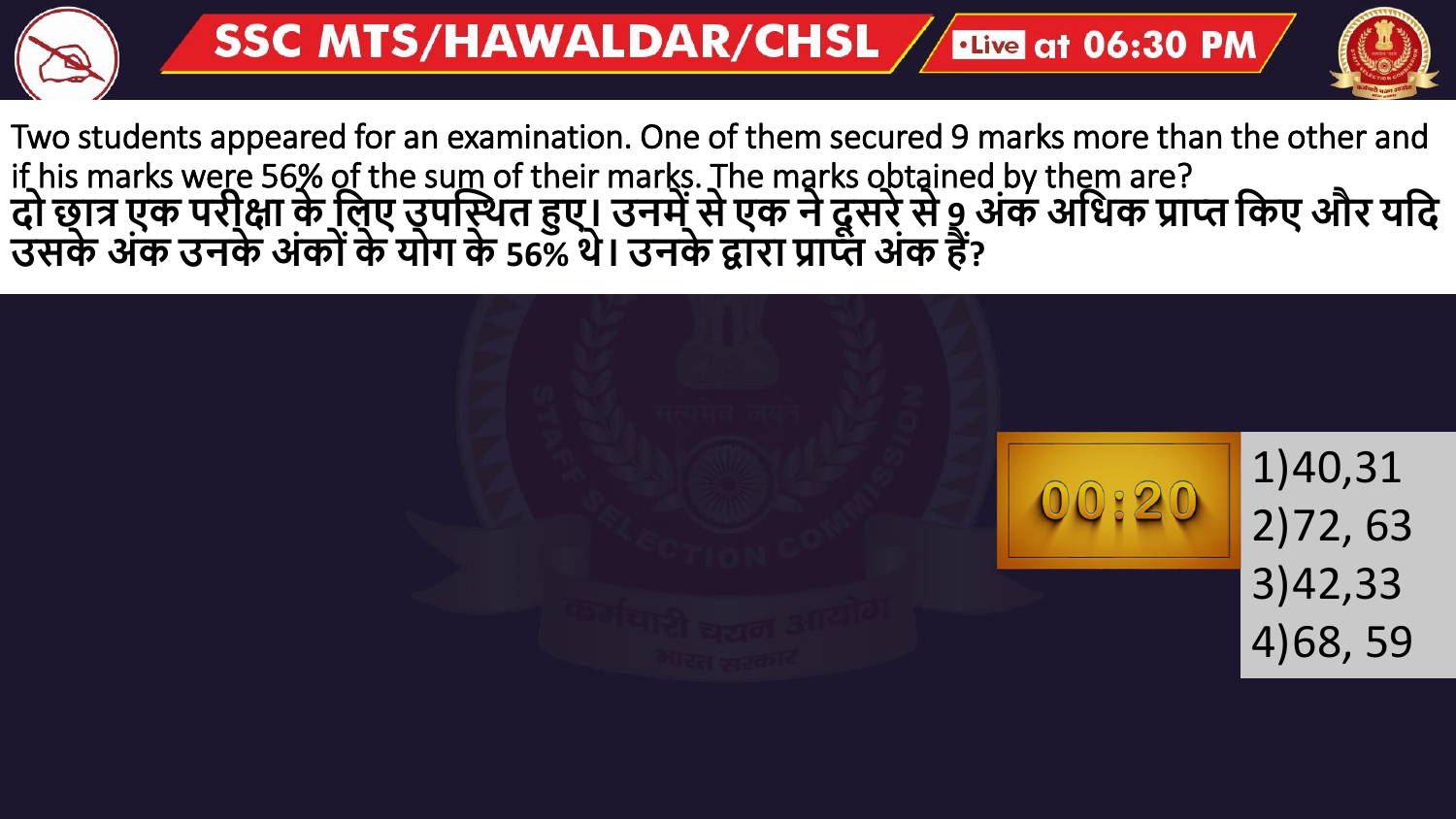Two students appeared for an examination. One of them secured 9 marks more than the other and if his marks were 56% of the sum of their marks. The marks obtained by them are?

**दो छात्र एक परीक्षा के लिए उपस्थित हुए। उनमें से एक ने दूसरे से 9 अंक अधिक प्राप्त किए और यदि उसके अंक उनके अंकों के योग के 56% थे। उनके द्वारा प्राप्त अंक हैं?**

00:20

1) 40,31
2) 72, 63
3) 42,33
4) 68, 59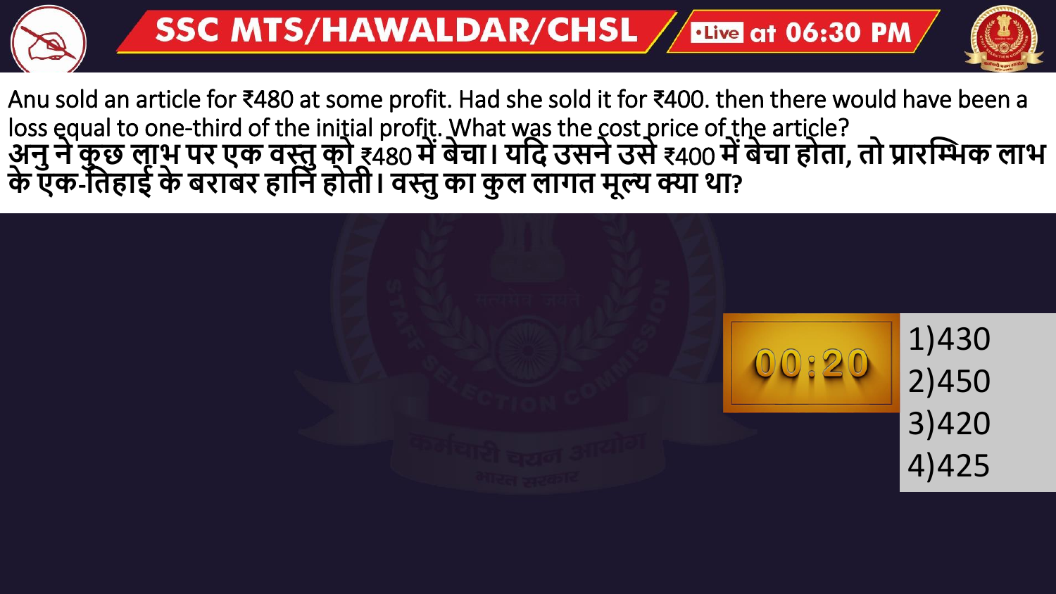Anu sold an article for ₹480 at some profit. Had she sold it for ₹400. then there would have been a loss equal to one-third of the initial profit. What was the cost price of the article?

**अनु ने कुछ लाभ पर एक वस्तु को ₹480 में बेचा। यदि उसने उसे ₹400 में बेचा होता, तो प्रारम्भिक लाभ के एक-तिहाई के बराबर हानि होती। वस्तु का कुल लागत मूल्य क्या था?**

1) 430
2) 450
3) 420
4) 425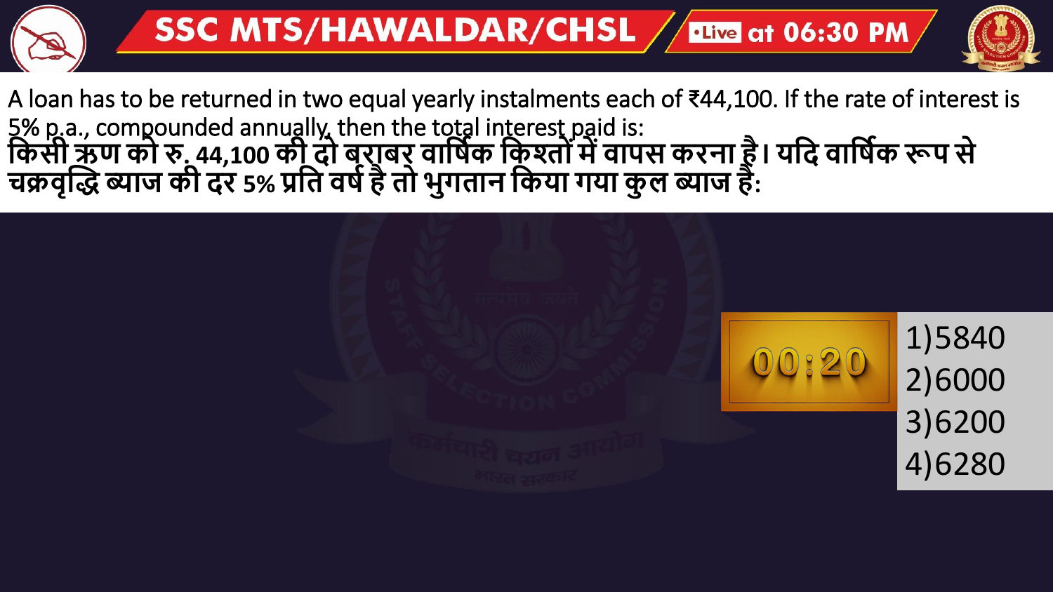A loan has to be returned in two equal yearly instalments each of ₹44,100. If the rate of interest is 5% p.a., compounded annually, then the total interest paid is:

**किसी ऋण को रु. 44,100 की दो बराबर वार्षिक किश्तों में वापस करना है। यदि वार्षिक रूप से चक्रवृद्धि ब्याज की दर 5% प्रति वर्ष है तो भुगतान किया गया कुल ब्याज है:**

1) 5840
2) 6000
3) 6200
4) 6280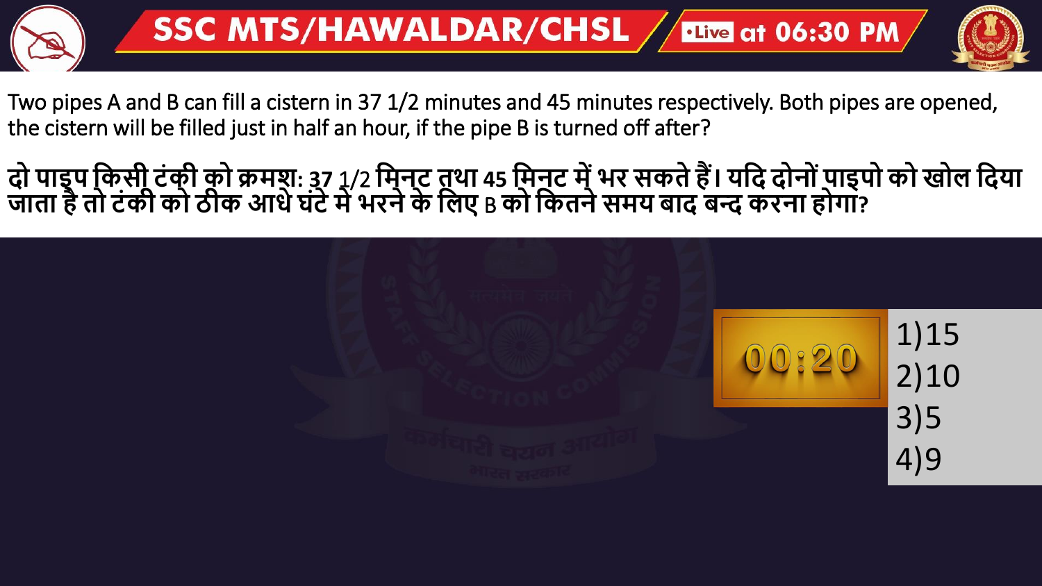Two pipes A and B can fill a cistern in 37 1/2 minutes and 45 minutes respectively. Both pipes are opened, the cistern will be filled just in half an hour, if the pipe B is turned off after?

**दो पाइप किसी टंकी को क्रमश: 37 1/2 मिनट तथा 45 मिनट में भर सकते हैं। यदि दोनों पाइपो को खोल दिया जाता है तो टंकी को ठीक आधे घंटे मे भरने के लिए B को कितने समय बाद बन्द करना होगा?**

00:20

1) 15
2) 10
3) 5
4) 9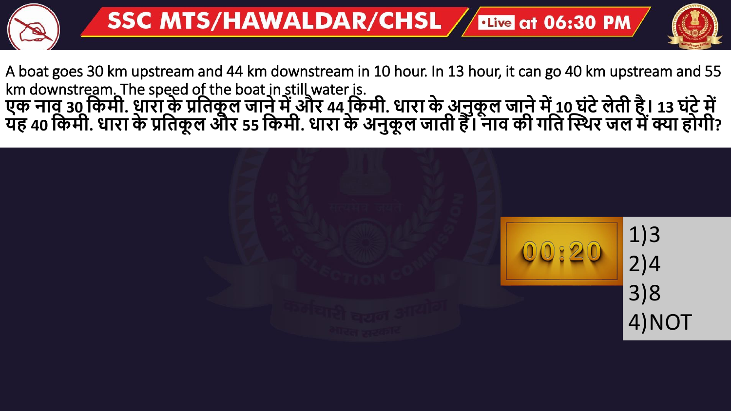A boat goes 30 km upstream and 44 km downstream in 10 hour. In 13 hour, it can go 40 km upstream and 55 km downstream. The speed of the boat in still water is.

**एक नाव 30 किमी. धारा के प्रतिकूल जाने में और 44 किमी. धारा के अनुकूल जाने में 10 घंटे लेती है। 13 घंटे में यह 40 किमी. धारा के प्रतिकूल और 55 किमी. धारा के अनुकूल जाती हैं। नाव की गति स्थिर जल में क्या होगी?**

00:20

1)3
2)4
3)8
4)NOT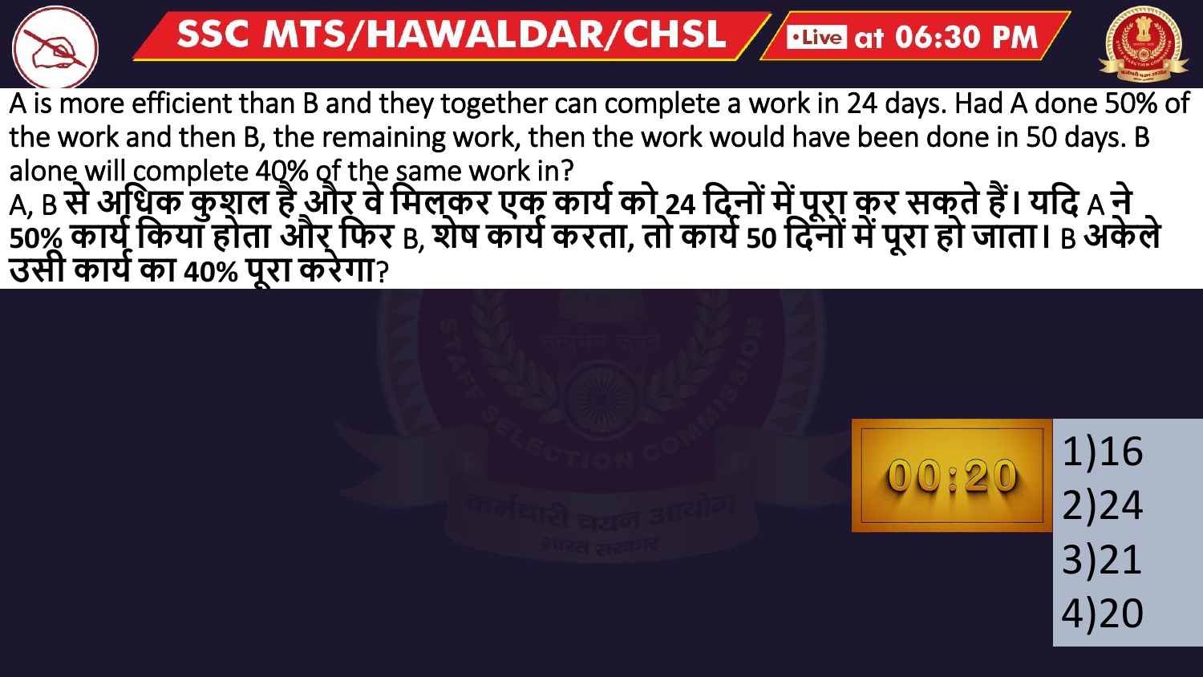A is more efficient than B and they together can complete a work in 24 days. Had A done 50% of the work and then B, the remaining work, then the work would have been done in 50 days. B alone will complete 40% of the same work in?

A, B से अधिक कुशल है और वे मिलकर एक कार्य को 24 दिनों में पूरा कर सकते हैं। यदि A ने 50% कार्य किया होता और फिर B, शेष कार्य करता, तो कार्य 50 दिनों में पूरा हो जाता। B अकेले उसी कार्य का 40% पूरा करेगा?

00:20

1)16
2)24
3)21
4)20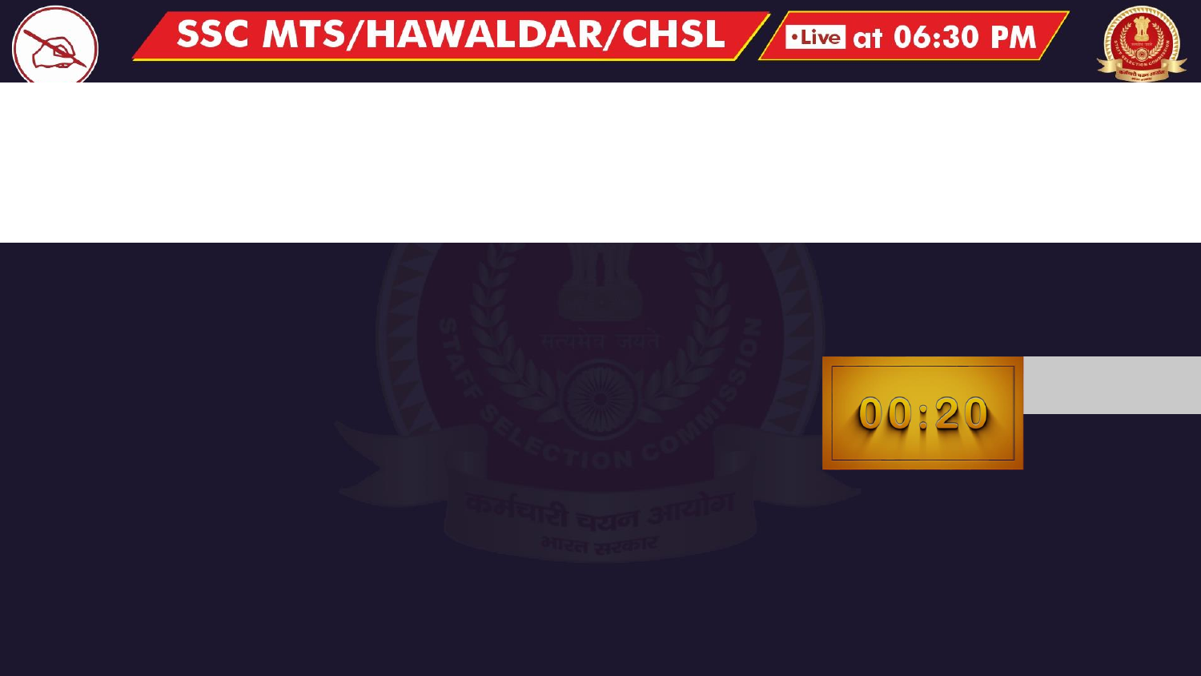00:20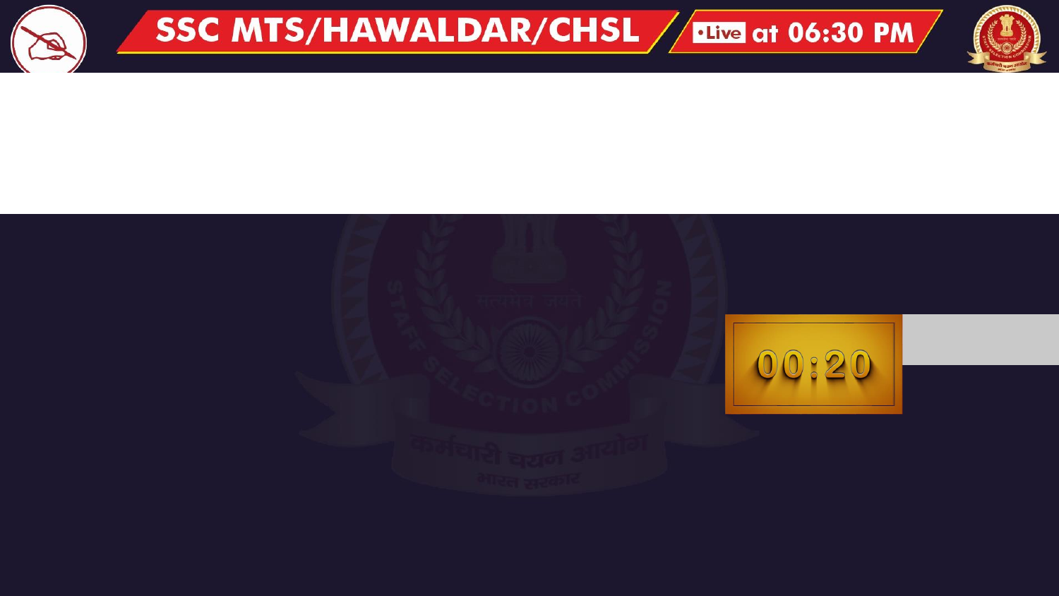00:20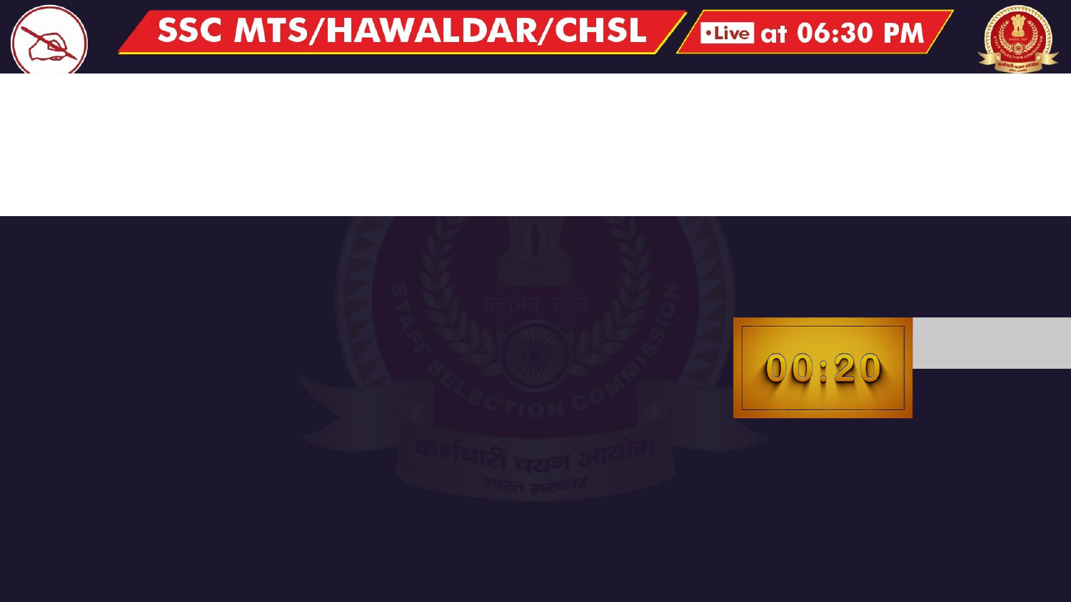00:20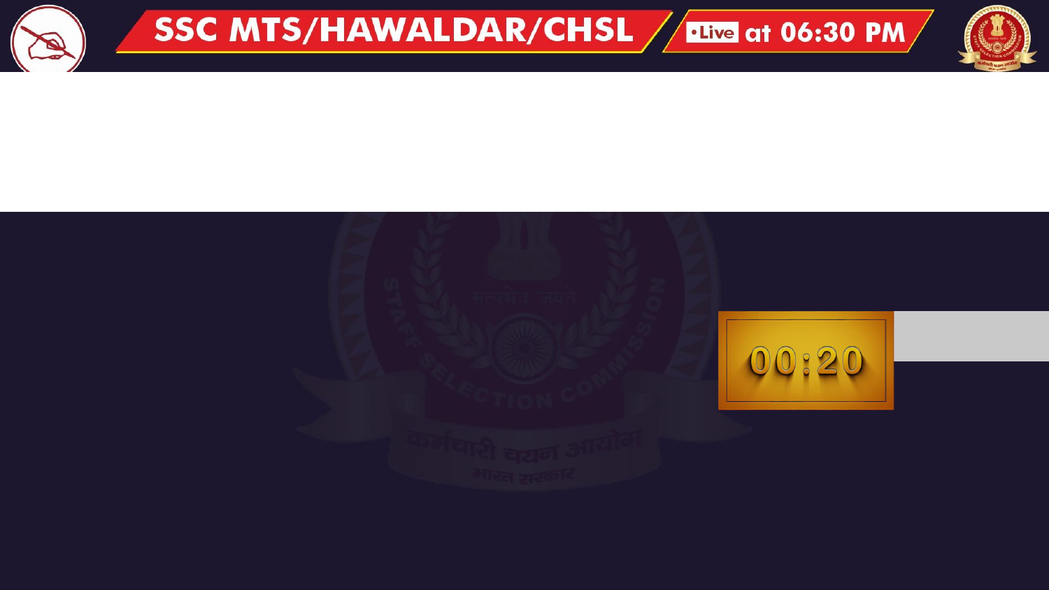00:20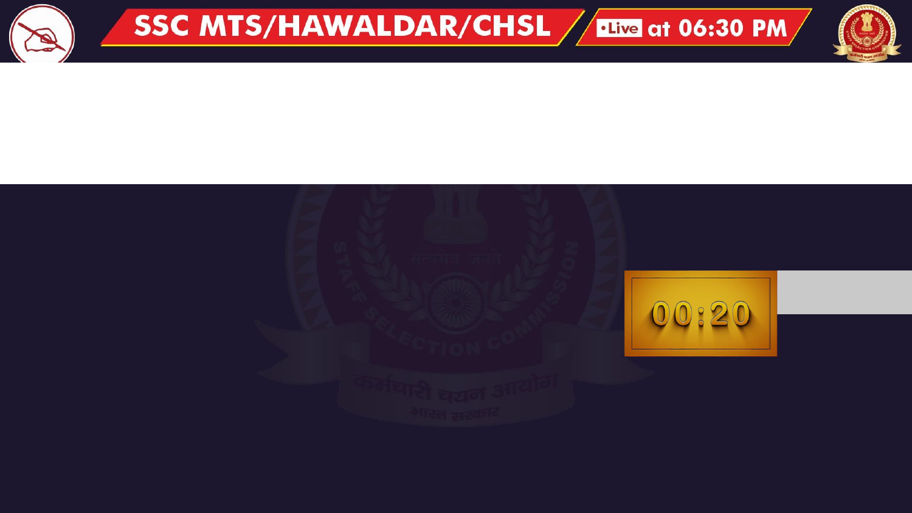00:20